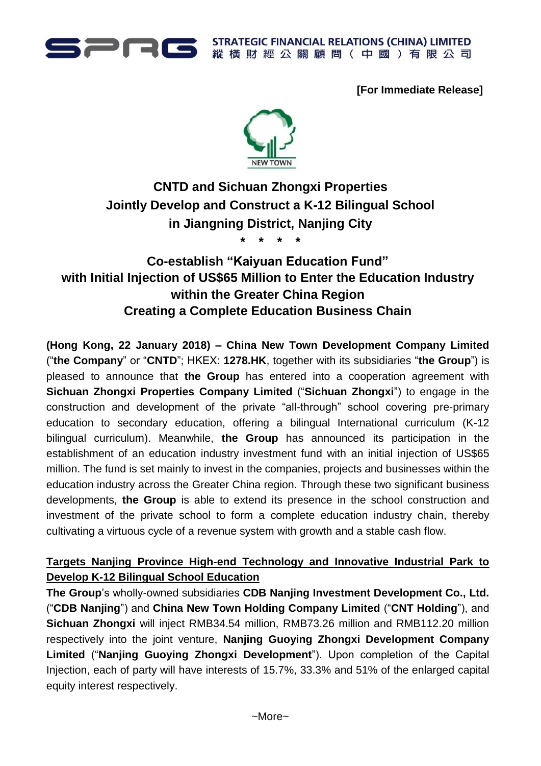**[For Immediate Release]**

# CNTD and Sichuan Zhongxi Properties Jointly Develop and Construct a K-12 Bilingual School in Jiangning District, Nanjing City

\* \* \* \*

## Co-establish "Kaiyuan Education Fund" with Initial Injection of US$65 Million to Enter the Education Industry within the Greater China Region Creating a Complete Education Business Chain

**(Hong Kong, 22 January 2018) – China New Town Development Company Limited** ("**the Company**" or "**CNTD**"; HKEX: **1278.HK**, together with its subsidiaries "**the Group**") is pleased to announce that **the Group** has entered into a cooperation agreement with **Sichuan Zhongxi Properties Company Limited** ("**Sichuan Zhongxi**") to engage in the construction and development of the private "all-through" school covering pre-primary education to secondary education, offering a bilingual International curriculum (K-12 bilingual curriculum). Meanwhile, **the Group** has announced its participation in the establishment of an education industry investment fund with an initial injection of US$65 million. The fund is set mainly to invest in the companies, projects and businesses within the education industry across the Greater China region. Through these two significant business developments, **the Group** is able to extend its presence in the school construction and investment of the private school to form a complete education industry chain, thereby cultivating a virtuous cycle of a revenue system with growth and a stable cash flow.

**Targets Nanjing Province High-end Technology and Innovative Industrial Park to Develop K-12 Bilingual School Education**

**The Group**'s wholly-owned subsidiaries **CDB Nanjing Investment Development Co., Ltd.** ("**CDB Nanjing**") and **China New Town Holding Company Limited** ("**CNT Holding**"), and **Sichuan Zhongxi** will inject RMB34.54 million, RMB73.26 million and RMB112.20 million respectively into the joint venture, **Nanjing Guoying Zhongxi Development Company Limited** ("**Nanjing Guoying Zhongxi Development**"). Upon completion of the Capital Injection, each of party will have interests of 15.7%, 33.3% and 51% of the enlarged capital equity interest respectively.

~More~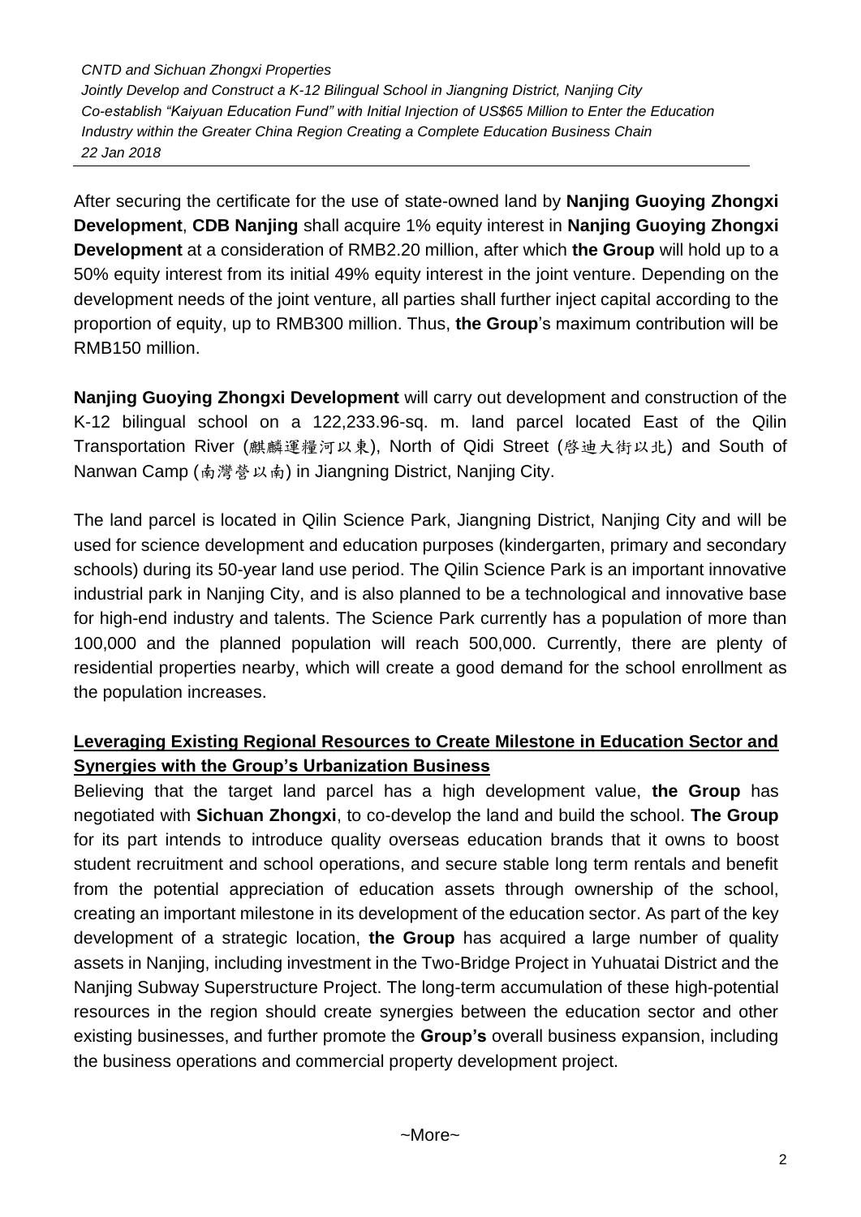After securing the certificate for the use of state-owned land by **Nanjing Guoying Zhongxi Development**, **CDB Nanjing** shall acquire 1% equity interest in **Nanjing Guoying Zhongxi Development** at a consideration of RMB2.20 million, after which **the Group** will hold up to a 50% equity interest from its initial 49% equity interest in the joint venture. Depending on the development needs of the joint venture, all parties shall further inject capital according to the proportion of equity, up to RMB300 million. Thus, **the Group**'s maximum contribution will be RMB150 million.

**Nanjing Guoying Zhongxi Development** will carry out development and construction of the K-12 bilingual school on a 122,233.96-sq. m. land parcel located East of the Qilin Transportation River (麒麟運糧河以東), North of Qidi Street (啓迪大街以北) and South of Nanwan Camp (南灣營以南) in Jiangning District, Nanjing City.

The land parcel is located in Qilin Science Park, Jiangning District, Nanjing City and will be used for science development and education purposes (kindergarten, primary and secondary schools) during its 50-year land use period. The Qilin Science Park is an important innovative industrial park in Nanjing City, and is also planned to be a technological and innovative base for high-end industry and talents. The Science Park currently has a population of more than 100,000 and the planned population will reach 500,000. Currently, there are plenty of residential properties nearby, which will create a good demand for the school enrollment as the population increases.

## Leveraging Existing Regional Resources to Create Milestone in Education Sector and Synergies with the Group's Urbanization Business

Believing that the target land parcel has a high development value, **the Group** has negotiated with **Sichuan Zhongxi**, to co-develop the land and build the school. **The Group** for its part intends to introduce quality overseas education brands that it owns to boost student recruitment and school operations, and secure stable long term rentals and benefit from the potential appreciation of education assets through ownership of the school, creating an important milestone in its development of the education sector. As part of the key development of a strategic location, **the Group** has acquired a large number of quality assets in Nanjing, including investment in the Two-Bridge Project in Yuhuatai District and the Nanjing Subway Superstructure Project. The long-term accumulation of these high-potential resources in the region should create synergies between the education sector and other existing businesses, and further promote the **Group's** overall business expansion, including the business operations and commercial property development project.

~More~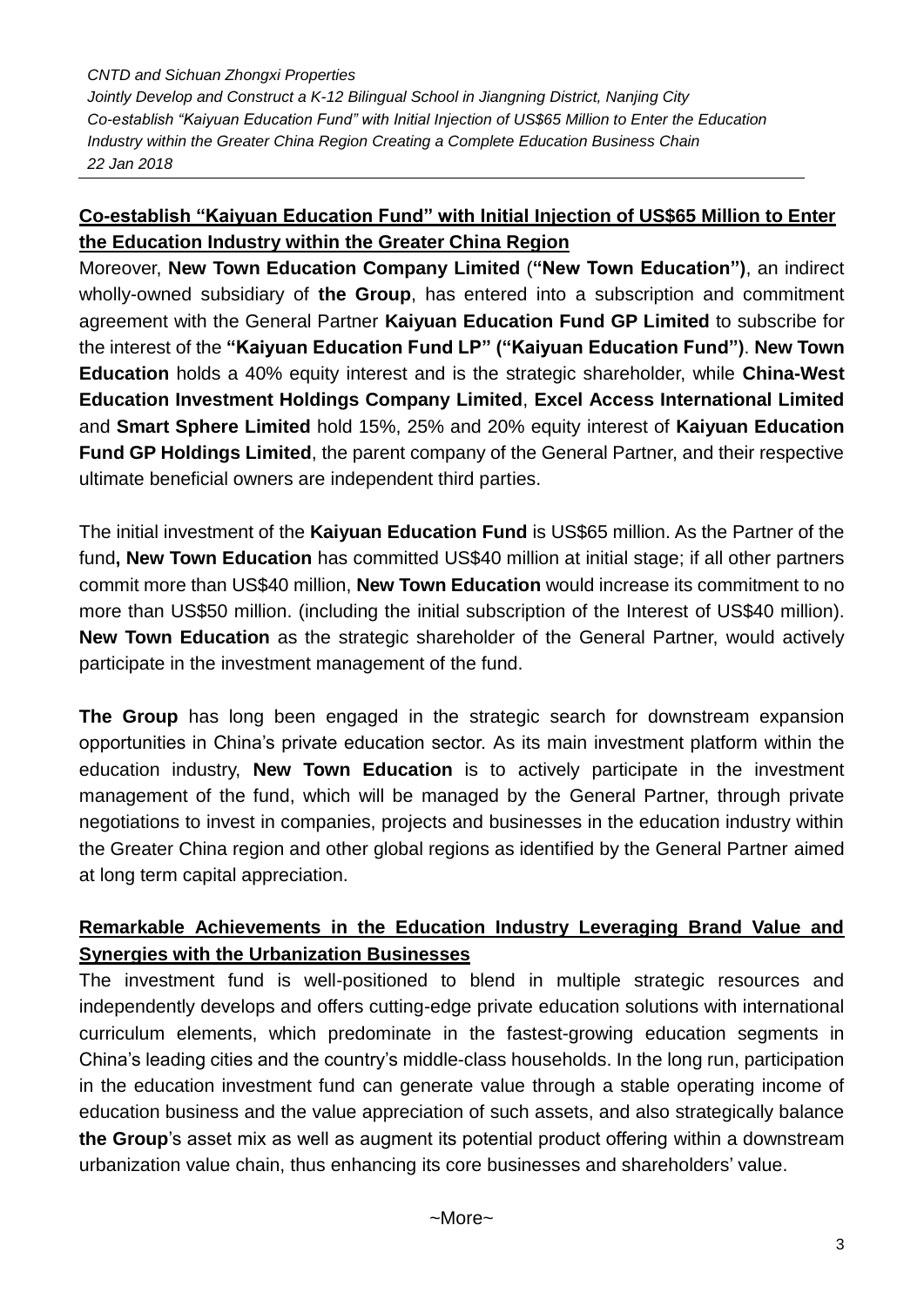## Co-establish "Kaiyuan Education Fund" with Initial Injection of US$65 Million to Enter the Education Industry within the Greater China Region

Moreover, **New Town Education Company Limited** (**"New Town Education")**, an indirect wholly-owned subsidiary of **the Group**, has entered into a subscription and commitment agreement with the General Partner **Kaiyuan Education Fund GP Limited** to subscribe for the interest of the **"Kaiyuan Education Fund LP" ("Kaiyuan Education Fund")**. **New Town Education** holds a 40% equity interest and is the strategic shareholder, while **China-West Education Investment Holdings Company Limited**, **Excel Access International Limited** and **Smart Sphere Limited** hold 15%, 25% and 20% equity interest of **Kaiyuan Education Fund GP Holdings Limited**, the parent company of the General Partner, and their respective ultimate beneficial owners are independent third parties.

The initial investment of the **Kaiyuan Education Fund** is US$65 million. As the Partner of the fund**, New Town Education** has committed US$40 million at initial stage; if all other partners commit more than US$40 million, **New Town Education** would increase its commitment to no more than US$50 million. (including the initial subscription of the Interest of US$40 million). **New Town Education** as the strategic shareholder of the General Partner, would actively participate in the investment management of the fund.

**The Group** has long been engaged in the strategic search for downstream expansion opportunities in China's private education sector. As its main investment platform within the education industry, **New Town Education** is to actively participate in the investment management of the fund, which will be managed by the General Partner, through private negotiations to invest in companies, projects and businesses in the education industry within the Greater China region and other global regions as identified by the General Partner aimed at long term capital appreciation.

## Remarkable Achievements in the Education Industry Leveraging Brand Value and Synergies with the Urbanization Businesses

The investment fund is well-positioned to blend in multiple strategic resources and independently develops and offers cutting-edge private education solutions with international curriculum elements, which predominate in the fastest-growing education segments in China's leading cities and the country's middle-class households. In the long run, participation in the education investment fund can generate value through a stable operating income of education business and the value appreciation of such assets, and also strategically balance **the Group**'s asset mix as well as augment its potential product offering within a downstream urbanization value chain, thus enhancing its core businesses and shareholders' value.

~More~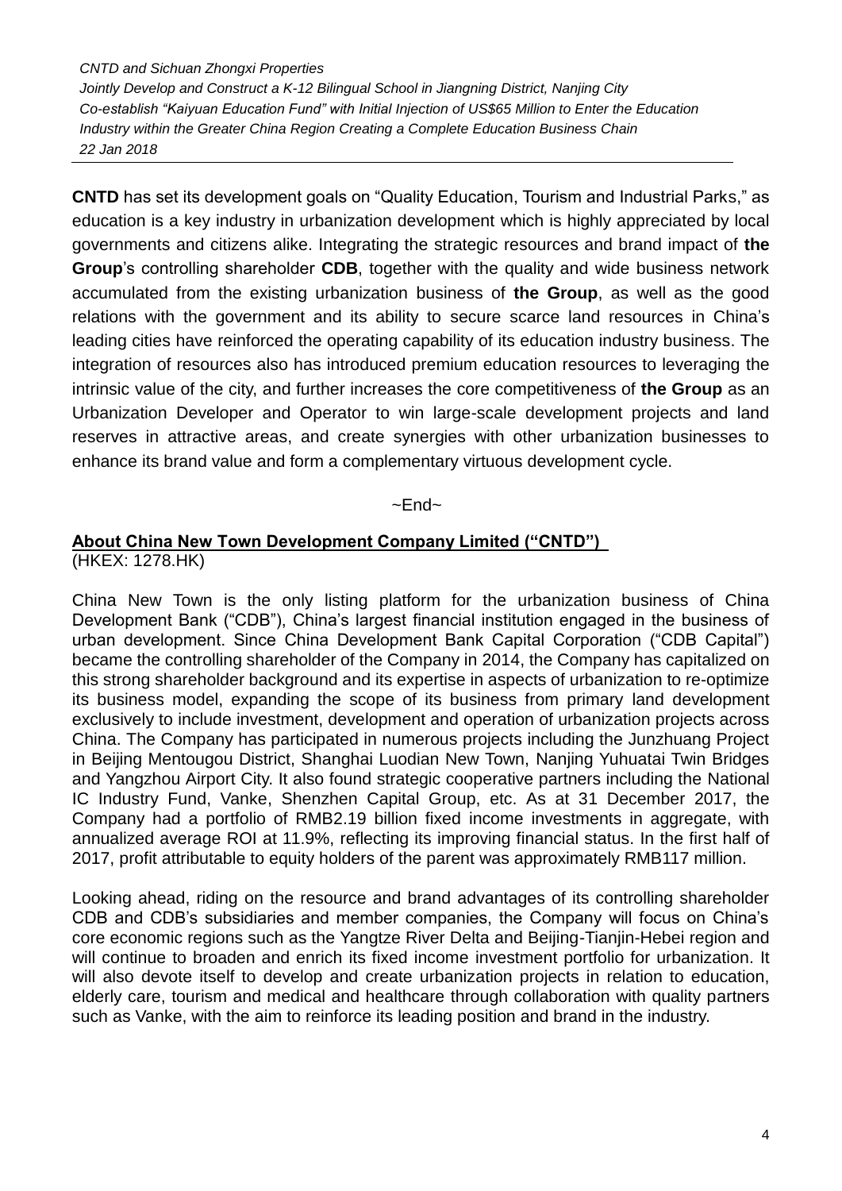**CNTD** has set its development goals on "Quality Education, Tourism and Industrial Parks," as education is a key industry in urbanization development which is highly appreciated by local governments and citizens alike. Integrating the strategic resources and brand impact of **the Group**'s controlling shareholder **CDB**, together with the quality and wide business network accumulated from the existing urbanization business of **the Group**, as well as the good relations with the government and its ability to secure scarce land resources in China's leading cities have reinforced the operating capability of its education industry business. The integration of resources also has introduced premium education resources to leveraging the intrinsic value of the city, and further increases the core competitiveness of **the Group** as an Urbanization Developer and Operator to win large-scale development projects and land reserves in attractive areas, and create synergies with other urbanization businesses to enhance its brand value and form a complementary virtuous development cycle.

~End~

**About China New Town Development Company Limited ("CNTD")**
(HKEX: 1278.HK)

China New Town is the only listing platform for the urbanization business of China Development Bank ("CDB"), China's largest financial institution engaged in the business of urban development. Since China Development Bank Capital Corporation ("CDB Capital") became the controlling shareholder of the Company in 2014, the Company has capitalized on this strong shareholder background and its expertise in aspects of urbanization to re-optimize its business model, expanding the scope of its business from primary land development exclusively to include investment, development and operation of urbanization projects across China. The Company has participated in numerous projects including the Junzhuang Project in Beijing Mentougou District, Shanghai Luodian New Town, Nanjing Yuhuatai Twin Bridges and Yangzhou Airport City. It also found strategic cooperative partners including the National IC Industry Fund, Vanke, Shenzhen Capital Group, etc. As at 31 December 2017, the Company had a portfolio of RMB2.19 billion fixed income investments in aggregate, with annualized average ROI at 11.9%, reflecting its improving financial status. In the first half of 2017, profit attributable to equity holders of the parent was approximately RMB117 million.

Looking ahead, riding on the resource and brand advantages of its controlling shareholder CDB and CDB's subsidiaries and member companies, the Company will focus on China's core economic regions such as the Yangtze River Delta and Beijing-Tianjin-Hebei region and will continue to broaden and enrich its fixed income investment portfolio for urbanization. It will also devote itself to develop and create urbanization projects in relation to education, elderly care, tourism and medical and healthcare through collaboration with quality partners such as Vanke, with the aim to reinforce its leading position and brand in the industry.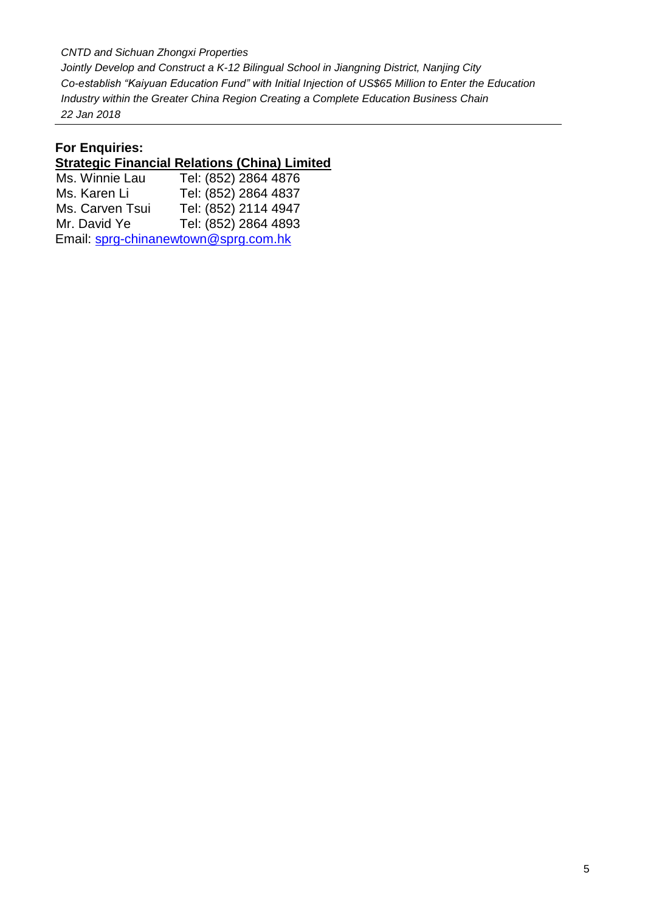**For Enquiries:**

**Strategic Financial Relations (China) Limited**

| | |
|---|---|
| Ms. Winnie Lau | Tel: (852) 2864 4876 |
| Ms. Karen Li | Tel: (852) 2864 4837 |
| Ms. Carven Tsui | Tel: (852) 2114 4947 |
| Mr. David Ye | Tel: (852) 2864 4893 |

Email: sprg-chinanewtown@sprg.com.hk